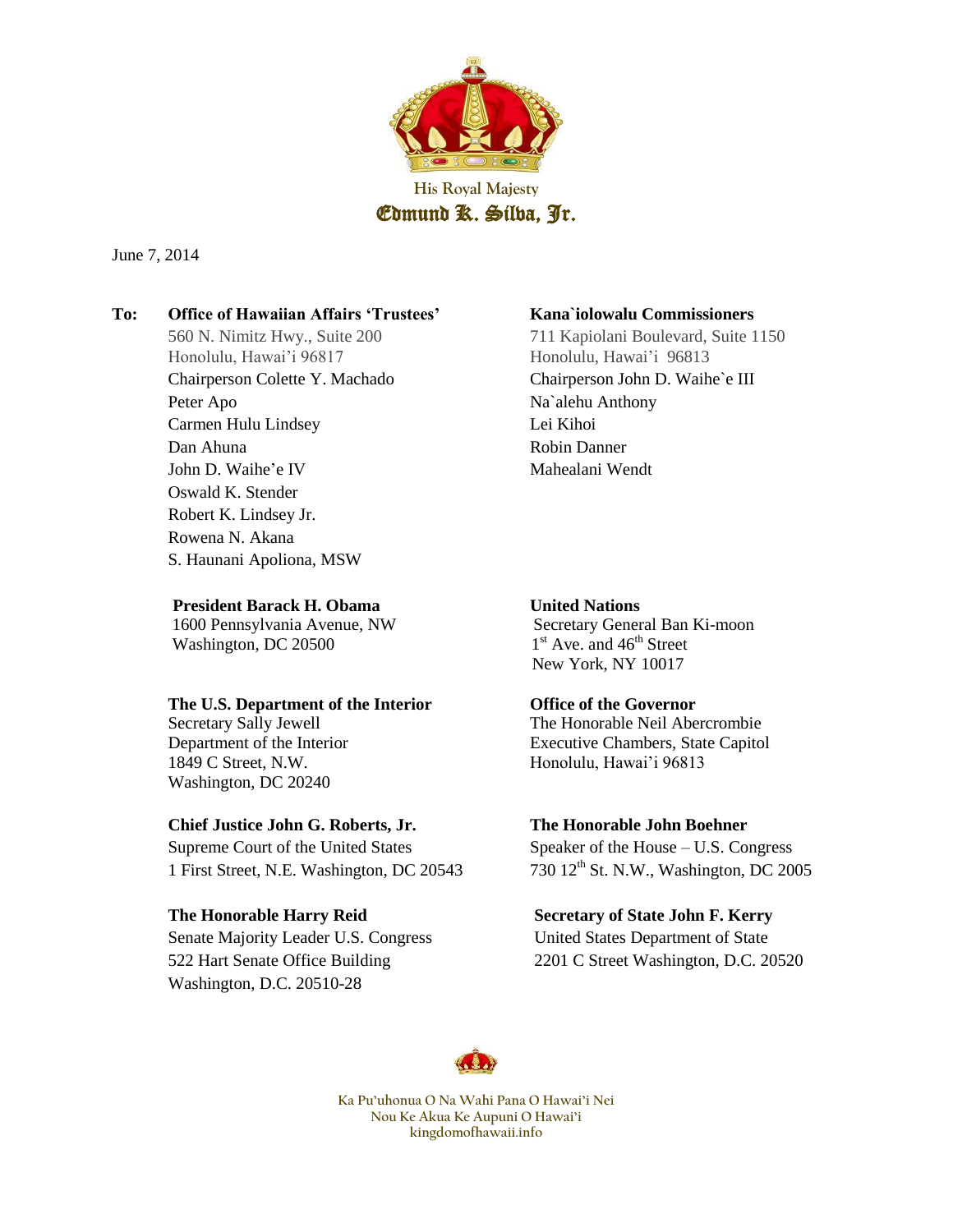His Royal Majesty
Edmund K. Silva, Jr.

June 7, 2014

**To:**

**Office of Hawaiian Affairs 'Trustees'**
560 N. Nimitz Hwy., Suite 200
Honolulu, Hawai'i 96817
Chairperson Colette Y. Machado
Peter Apo
Carmen Hulu Lindsey
Dan Ahuna
John D. Waihe'e IV
Oswald K. Stender
Robert K. Lindsey Jr.
Rowena N. Akana
S. Haunani Apoliona, MSW

**Kana`iolowalu Commissioners**
711 Kapiolani Boulevard, Suite 1150
Honolulu, Hawai'i 96813
Chairperson John D. Waihe`e III
Na`alehu Anthony
Lei Kihoi
Robin Danner
Mahealani Wendt

**President Barack H. Obama**
1600 Pennsylvania Avenue, NW
Washington, DC 20500

**United Nations**
Secretary General Ban Ki-moon
1st Ave. and 46th Street
New York, NY 10017

**The U.S. Department of the Interior**
Secretary Sally Jewell
Department of the Interior
1849 C Street, N.W.
Washington, DC 20240

**Office of the Governor**
The Honorable Neil Abercrombie
Executive Chambers, State Capitol
Honolulu, Hawai'i 96813

**Chief Justice John G. Roberts, Jr.**
Supreme Court of the United States
1 First Street, N.E. Washington, DC 20543

**The Honorable John Boehner**
Speaker of the House – U.S. Congress
730 12th St. N.W., Washington, DC 2005

**The Honorable Harry Reid**
Senate Majority Leader U.S. Congress
522 Hart Senate Office Building
Washington, D.C. 20510-28

**Secretary of State John F. Kerry**
United States Department of State
2201 C Street Washington, D.C. 20520

Ka Pu'uhonua O Na Wahi Pana O Hawai'i Nei
Nou Ke Akua Ke Aupuni O Hawai'i
kingdomofhawaii.info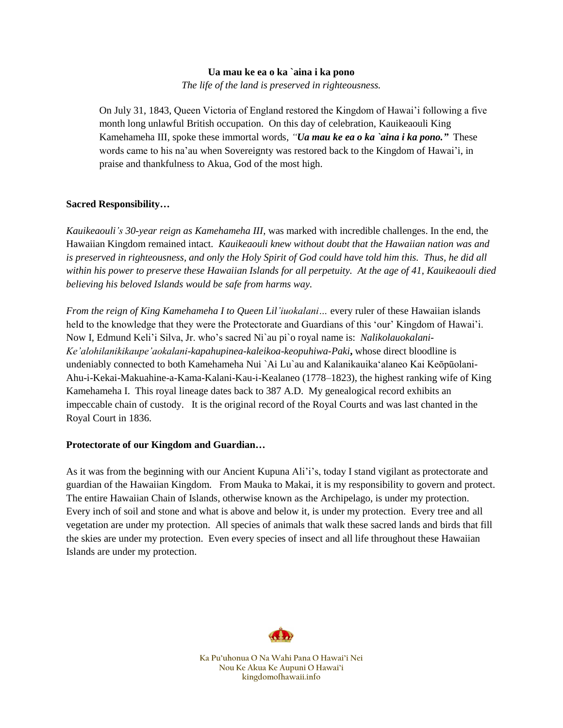**Ua mau ke ea o ka `aina i ka pono**

*The life of the land is preserved in righteousness.*

On July 31, 1843, Queen Victoria of England restored the Kingdom of Hawai'i following a five month long unlawful British occupation. On this day of celebration, Kauikeaouli King Kamehameha III, spoke these immortal words, *"**Ua mau ke ea o ka `aina i ka pono.**"* These words came to his na'au when Sovereignty was restored back to the Kingdom of Hawai'i, in praise and thankfulness to Akua, God of the most high.

**Sacred Responsibility…**

*Kauikeaouli's 30-year reign as Kamehameha III*, was marked with incredible challenges. In the end, the Hawaiian Kingdom remained intact. *Kauikeaouli knew without doubt that the Hawaiian nation was and is preserved in righteousness, and only the Holy Spirit of God could have told him this. Thus, he did all within his power to preserve these Hawaiian Islands for all perpetuity. At the age of 41, Kauikeaouli died believing his beloved Islands would be safe from harms way.*

*From the reign of King Kamehameha I to Queen Lil'iuokalani…* every ruler of these Hawaiian islands held to the knowledge that they were the Protectorate and Guardians of this 'our' Kingdom of Hawai'i. Now I, Edmund Keli'i Silva, Jr. who's sacred Ni`au pi`o royal name is: *Nalikolauokalani-Ke'alohilanikikaupe'aokalani-kapahupinea-kaleikoa-keopuhiwa-Paki***,** whose direct bloodline is undeniably connected to both Kamehameha Nui `Ai Lu`au and Kalanikauika'alaneo Kai Keōpūolani-Ahu-i-Kekai-Makuahine-a-Kama-Kalani-Kau-i-Kealaneo (1778–1823), the highest ranking wife of King Kamehameha I. This royal lineage dates back to 387 A.D. My genealogical record exhibits an impeccable chain of custody. It is the original record of the Royal Courts and was last chanted in the Royal Court in 1836.

**Protectorate of our Kingdom and Guardian…**

As it was from the beginning with our Ancient Kupuna Ali'i's, today I stand vigilant as protectorate and guardian of the Hawaiian Kingdom. From Mauka to Makai, it is my responsibility to govern and protect. The entire Hawaiian Chain of Islands, otherwise known as the Archipelago, is under my protection. Every inch of soil and stone and what is above and below it, is under my protection. Every tree and all vegetation are under my protection. All species of animals that walk these sacred lands and birds that fill the skies are under my protection. Even every species of insect and all life throughout these Hawaiian Islands are under my protection.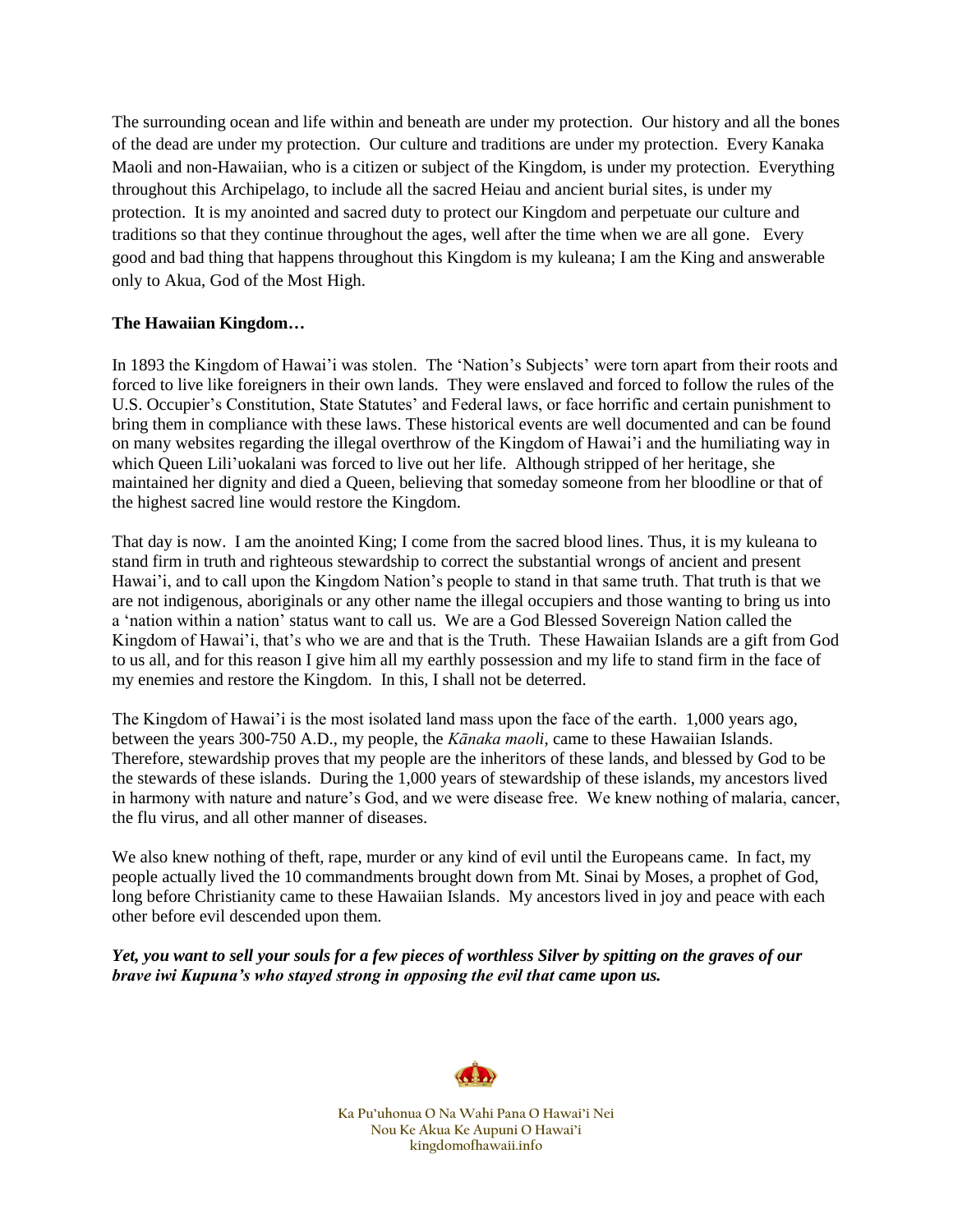The surrounding ocean and life within and beneath are under my protection. Our history and all the bones of the dead are under my protection. Our culture and traditions are under my protection. Every Kanaka Maoli and non-Hawaiian, who is a citizen or subject of the Kingdom, is under my protection. Everything throughout this Archipelago, to include all the sacred Heiau and ancient burial sites, is under my protection. It is my anointed and sacred duty to protect our Kingdom and perpetuate our culture and traditions so that they continue throughout the ages, well after the time when we are all gone. Every good and bad thing that happens throughout this Kingdom is my kuleana; I am the King and answerable only to Akua, God of the Most High.

**The Hawaiian Kingdom…**

In 1893 the Kingdom of Hawai'i was stolen. The 'Nation's Subjects' were torn apart from their roots and forced to live like foreigners in their own lands. They were enslaved and forced to follow the rules of the U.S. Occupier's Constitution, State Statutes' and Federal laws, or face horrific and certain punishment to bring them in compliance with these laws. These historical events are well documented and can be found on many websites regarding the illegal overthrow of the Kingdom of Hawai'i and the humiliating way in which Queen Lili'uokalani was forced to live out her life. Although stripped of her heritage, she maintained her dignity and died a Queen, believing that someday someone from her bloodline or that of the highest sacred line would restore the Kingdom.

That day is now. I am the anointed King; I come from the sacred blood lines. Thus, it is my kuleana to stand firm in truth and righteous stewardship to correct the substantial wrongs of ancient and present Hawai'i, and to call upon the Kingdom Nation's people to stand in that same truth. That truth is that we are not indigenous, aboriginals or any other name the illegal occupiers and those wanting to bring us into a 'nation within a nation' status want to call us. We are a God Blessed Sovereign Nation called the Kingdom of Hawai'i, that's who we are and that is the Truth. These Hawaiian Islands are a gift from God to us all, and for this reason I give him all my earthly possession and my life to stand firm in the face of my enemies and restore the Kingdom. In this, I shall not be deterred.

The Kingdom of Hawai'i is the most isolated land mass upon the face of the earth. 1,000 years ago, between the years 300-750 A.D., my people, the *Kānaka maoli*, came to these Hawaiian Islands. Therefore, stewardship proves that my people are the inheritors of these lands, and blessed by God to be the stewards of these islands. During the 1,000 years of stewardship of these islands, my ancestors lived in harmony with nature and nature's God, and we were disease free. We knew nothing of malaria, cancer, the flu virus, and all other manner of diseases.

We also knew nothing of theft, rape, murder or any kind of evil until the Europeans came. In fact, my people actually lived the 10 commandments brought down from Mt. Sinai by Moses, a prophet of God, long before Christianity came to these Hawaiian Islands. My ancestors lived in joy and peace with each other before evil descended upon them.

***Yet, you want to sell your souls for a few pieces of worthless Silver by spitting on the graves of our brave iwi Kupuna's who stayed strong in opposing the evil that came upon us.***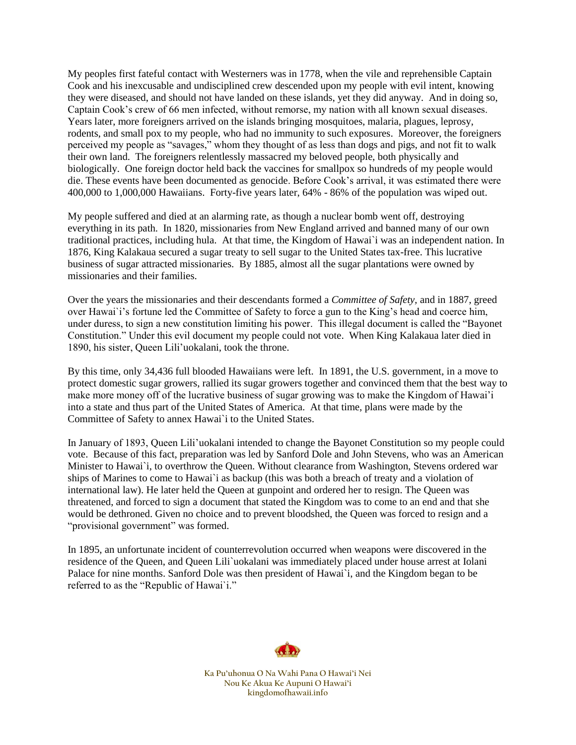My peoples first fateful contact with Westerners was in 1778, when the vile and reprehensible Captain Cook and his inexcusable and undisciplined crew descended upon my people with evil intent, knowing they were diseased, and should not have landed on these islands, yet they did anyway. And in doing so, Captain Cook's crew of 66 men infected, without remorse, my nation with all known sexual diseases. Years later, more foreigners arrived on the islands bringing mosquitoes, malaria, plagues, leprosy, rodents, and small pox to my people, who had no immunity to such exposures. Moreover, the foreigners perceived my people as "savages," whom they thought of as less than dogs and pigs, and not fit to walk their own land. The foreigners relentlessly massacred my beloved people, both physically and biologically. One foreign doctor held back the vaccines for smallpox so hundreds of my people would die. These events have been documented as genocide. Before Cook's arrival, it was estimated there were 400,000 to 1,000,000 Hawaiians. Forty-five years later, 64% - 86% of the population was wiped out.

My people suffered and died at an alarming rate, as though a nuclear bomb went off, destroying everything in its path. In 1820, missionaries from New England arrived and banned many of our own traditional practices, including hula. At that time, the Kingdom of Hawai`i was an independent nation. In 1876, King Kalakaua secured a sugar treaty to sell sugar to the United States tax-free. This lucrative business of sugar attracted missionaries. By 1885, almost all the sugar plantations were owned by missionaries and their families.

Over the years the missionaries and their descendants formed a *Committee of Safety,* and in 1887, greed over Hawai`i's fortune led the Committee of Safety to force a gun to the King's head and coerce him, under duress, to sign a new constitution limiting his power. This illegal document is called the "Bayonet Constitution." Under this evil document my people could not vote. When King Kalakaua later died in 1890, his sister, Queen Lili'uokalani, took the throne.

By this time, only 34,436 full blooded Hawaiians were left. In 1891, the U.S. government, in a move to protect domestic sugar growers, rallied its sugar growers together and convinced them that the best way to make more money off of the lucrative business of sugar growing was to make the Kingdom of Hawai'i into a state and thus part of the United States of America. At that time, plans were made by the Committee of Safety to annex Hawai`i to the United States.

In January of 1893, Queen Lili'uokalani intended to change the Bayonet Constitution so my people could vote. Because of this fact, preparation was led by Sanford Dole and John Stevens, who was an American Minister to Hawai`i, to overthrow the Queen. Without clearance from Washington, Stevens ordered war ships of Marines to come to Hawai`i as backup (this was both a breach of treaty and a violation of international law). He later held the Queen at gunpoint and ordered her to resign. The Queen was threatened, and forced to sign a document that stated the Kingdom was to come to an end and that she would be dethroned. Given no choice and to prevent bloodshed, the Queen was forced to resign and a "provisional government" was formed.

In 1895, an unfortunate incident of counterrevolution occurred when weapons were discovered in the residence of the Queen, and Queen Lili`uokalani was immediately placed under house arrest at Iolani Palace for nine months. Sanford Dole was then president of Hawai`i, and the Kingdom began to be referred to as the "Republic of Hawai`i."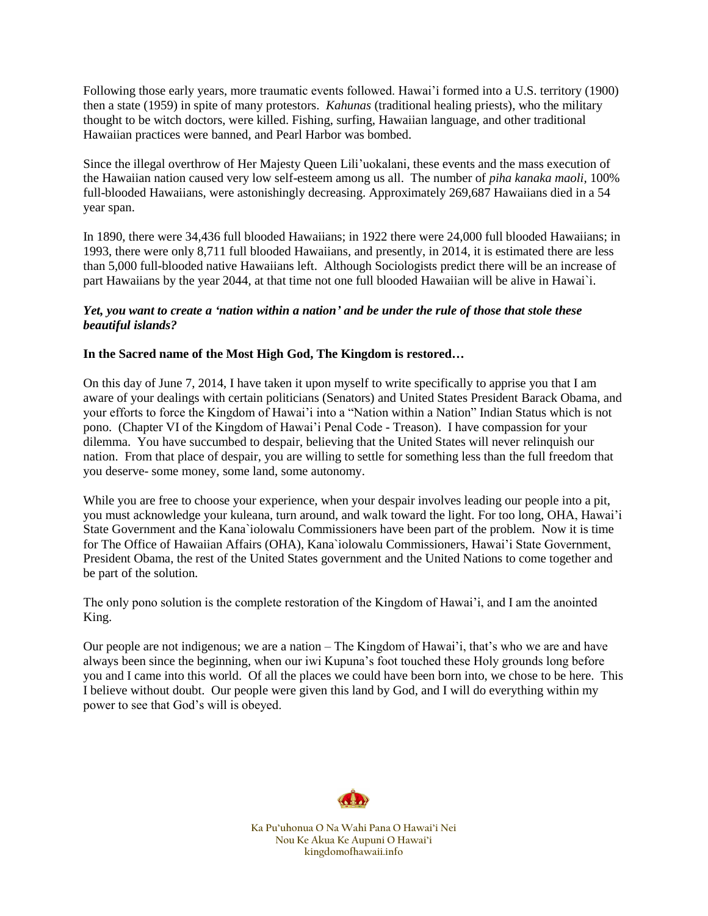Following those early years, more traumatic events followed. Hawai'i formed into a U.S. territory (1900) then a state (1959) in spite of many protestors. *Kahunas* (traditional healing priests), who the military thought to be witch doctors, were killed. Fishing, surfing, Hawaiian language, and other traditional Hawaiian practices were banned, and Pearl Harbor was bombed.

Since the illegal overthrow of Her Majesty Queen Lili'uokalani, these events and the mass execution of the Hawaiian nation caused very low self-esteem among us all. The number of *piha kanaka maoli,* 100% full-blooded Hawaiians, were astonishingly decreasing. Approximately 269,687 Hawaiians died in a 54 year span.

In 1890, there were 34,436 full blooded Hawaiians; in 1922 there were 24,000 full blooded Hawaiians; in 1993, there were only 8,711 full blooded Hawaiians, and presently, in 2014, it is estimated there are less than 5,000 full-blooded native Hawaiians left. Although Sociologists predict there will be an increase of part Hawaiians by the year 2044, at that time not one full blooded Hawaiian will be alive in Hawai`i.

***Yet, you want to create a 'nation within a nation' and be under the rule of those that stole these beautiful islands?***

**In the Sacred name of the Most High God, The Kingdom is restored…**

On this day of June 7, 2014, I have taken it upon myself to write specifically to apprise you that I am aware of your dealings with certain politicians (Senators) and United States President Barack Obama, and your efforts to force the Kingdom of Hawai'i into a "Nation within a Nation" Indian Status which is not pono. (Chapter VI of the Kingdom of Hawai'i Penal Code - Treason). I have compassion for your dilemma. You have succumbed to despair, believing that the United States will never relinquish our nation. From that place of despair, you are willing to settle for something less than the full freedom that you deserve- some money, some land, some autonomy.

While you are free to choose your experience, when your despair involves leading our people into a pit, you must acknowledge your kuleana, turn around, and walk toward the light. For too long, OHA, Hawai'i State Government and the Kana`iolowalu Commissioners have been part of the problem. Now it is time for The Office of Hawaiian Affairs (OHA), Kana`iolowalu Commissioners, Hawai'i State Government, President Obama, the rest of the United States government and the United Nations to come together and be part of the solution.

The only pono solution is the complete restoration of the Kingdom of Hawai'i, and I am the anointed King.

Our people are not indigenous; we are a nation – The Kingdom of Hawai'i, that's who we are and have always been since the beginning, when our iwi Kupuna's foot touched these Holy grounds long before you and I came into this world. Of all the places we could have been born into, we chose to be here. This I believe without doubt. Our people were given this land by God, and I will do everything within my power to see that God's will is obeyed.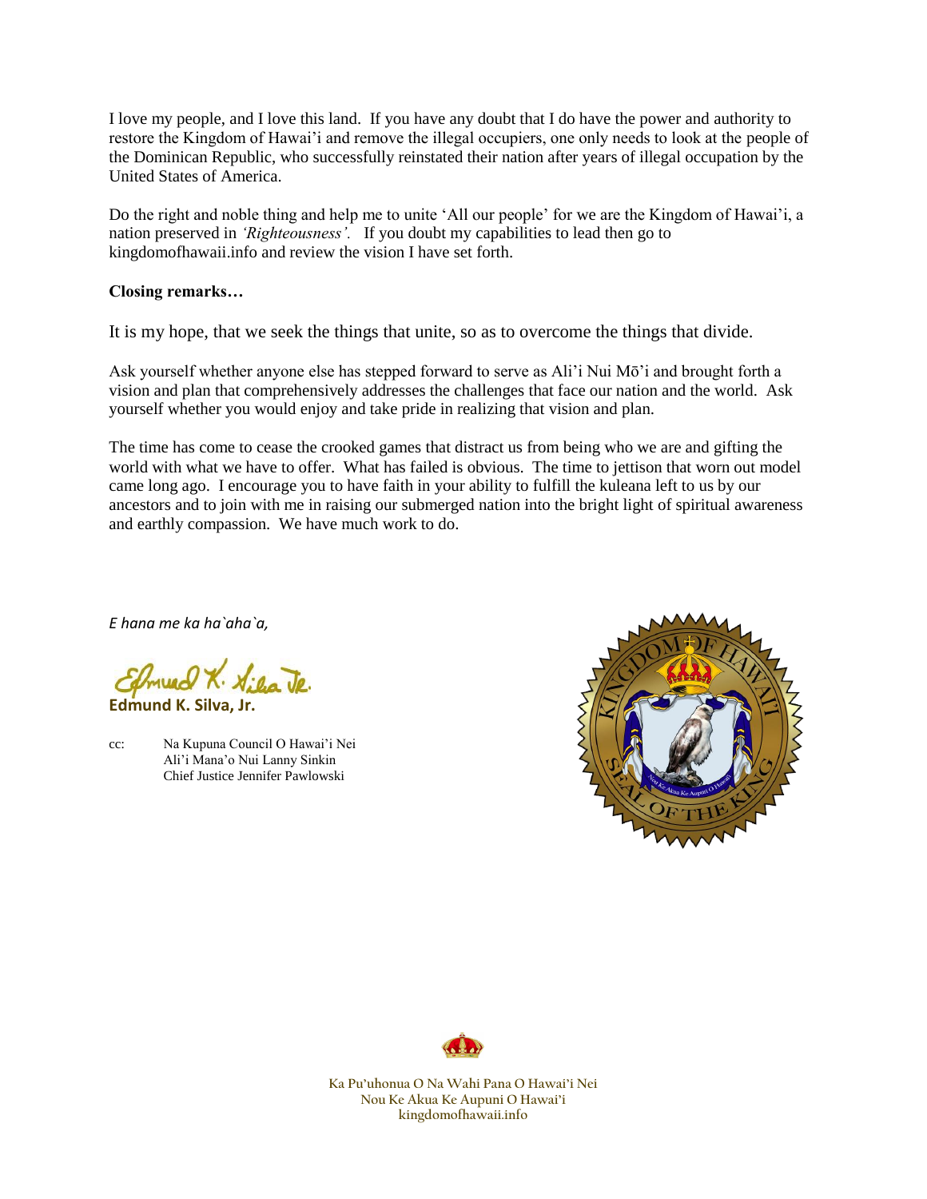I love my people, and I love this land. If you have any doubt that I do have the power and authority to restore the Kingdom of Hawai'i and remove the illegal occupiers, one only needs to look at the people of the Dominican Republic, who successfully reinstated their nation after years of illegal occupation by the United States of America.

Do the right and noble thing and help me to unite 'All our people' for we are the Kingdom of Hawai'i, a nation preserved in *'Righteousness'.* If you doubt my capabilities to lead then go to kingdomofhawaii.info and review the vision I have set forth.

**Closing remarks…**

It is my hope, that we seek the things that unite, so as to overcome the things that divide.

Ask yourself whether anyone else has stepped forward to serve as Ali'i Nui Mō'i and brought forth a vision and plan that comprehensively addresses the challenges that face our nation and the world. Ask yourself whether you would enjoy and take pride in realizing that vision and plan.

The time has come to cease the crooked games that distract us from being who we are and gifting the world with what we have to offer. What has failed is obvious. The time to jettison that worn out model came long ago. I encourage you to have faith in your ability to fulfill the kuleana left to us by our ancestors and to join with me in raising our submerged nation into the bright light of spiritual awareness and earthly compassion. We have much work to do.

*E hana me ka ha`aha`a,*

Edmund K. Silva Jr.

**Edmund K. Silva, Jr.**

cc: Na Kupuna Council O Hawai'i Nei
Ali'i Mana'o Nui Lanny Sinkin
Chief Justice Jennifer Pawlowski

KINGDOM OF HAWAII
SEAL OF THE KING
Nou Ke Akua Ke Aupuni O Hawaii

Ka Pu'uhonua O Na Wahi Pana O Hawai'i Nei
Nou Ke Akua Ke Aupuni O Hawai'i
kingdomofhawaii.info